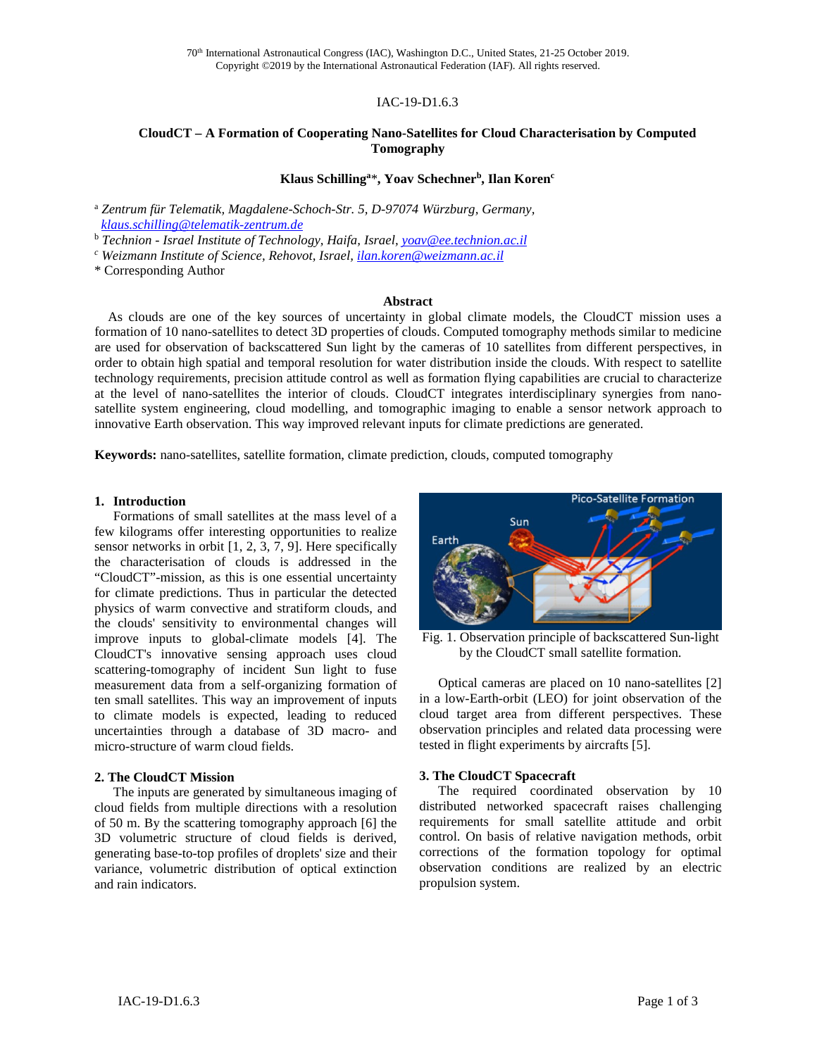IAC-19-D1.6.3

# CloudCT – A Formation of Cooperating Nano-Satellites for Cloud Characterisation by Computed Tomography

**Klaus Schilling[a]\*, Yoav Schechner[b], Ilan Koren[c]**

[a] *Zentrum für Telematik, Magdalene-Schoch-Str. 5, D-97074 Würzburg, Germany,* *klaus.schilling@telematik-zentrum.de*

[b] *Technion - Israel Institute of Technology, Haifa, Israel,* *yoav@ee.technion.ac.il*

[c] *Weizmann Institute of Science, Rehovot, Israel,* *ilan.koren@weizmann.ac.il*

\* Corresponding Author

## Abstract

As clouds are one of the key sources of uncertainty in global climate models, the CloudCT mission uses a formation of 10 nano-satellites to detect 3D properties of clouds. Computed tomography methods similar to medicine are used for observation of backscattered Sun light by the cameras of 10 satellites from different perspectives, in order to obtain high spatial and temporal resolution for water distribution inside the clouds. With respect to satellite technology requirements, precision attitude control as well as formation flying capabilities are crucial to characterize at the level of nano-satellites the interior of clouds. CloudCT integrates interdisciplinary synergies from nano-satellite system engineering, cloud modelling, and tomographic imaging to enable a sensor network approach to innovative Earth observation. This way improved relevant inputs for climate predictions are generated.

**Keywords:** nano-satellites, satellite formation, climate prediction, clouds, computed tomography

## 1. Introduction

Formations of small satellites at the mass level of a few kilograms offer interesting opportunities to realize sensor networks in orbit [1, 2, 3, 7, 9]. Here specifically the characterisation of clouds is addressed in the "CloudCT"-mission, as this is one essential uncertainty for climate predictions. Thus in particular the detected physics of warm convective and stratiform clouds, and the clouds' sensitivity to environmental changes will improve inputs to global-climate models [4]. The CloudCT's innovative sensing approach uses cloud scattering-tomography of incident Sun light to fuse measurement data from a self-organizing formation of ten small satellites. This way an improvement of inputs to climate models is expected, leading to reduced uncertainties through a database of 3D macro- and micro-structure of warm cloud fields.

## 2. The CloudCT Mission

The inputs are generated by simultaneous imaging of cloud fields from multiple directions with a resolution of 50 m. By the scattering tomography approach [6] the 3D volumetric structure of cloud fields is derived, generating base-to-top profiles of droplets' size and their variance, volumetric distribution of optical extinction and rain indicators.

Fig. 1. Observation principle of backscattered Sun-light by the CloudCT small satellite formation.

Optical cameras are placed on 10 nano-satellites [2] in a low-Earth-orbit (LEO) for joint observation of the cloud target area from different perspectives. These observation principles and related data processing were tested in flight experiments by aircrafts [5].

## 3. The CloudCT Spacecraft

The required coordinated observation by 10 distributed networked spacecraft raises challenging requirements for small satellite attitude and orbit control. On basis of relative navigation methods, orbit corrections of the formation topology for optimal observation conditions are realized by an electric propulsion system.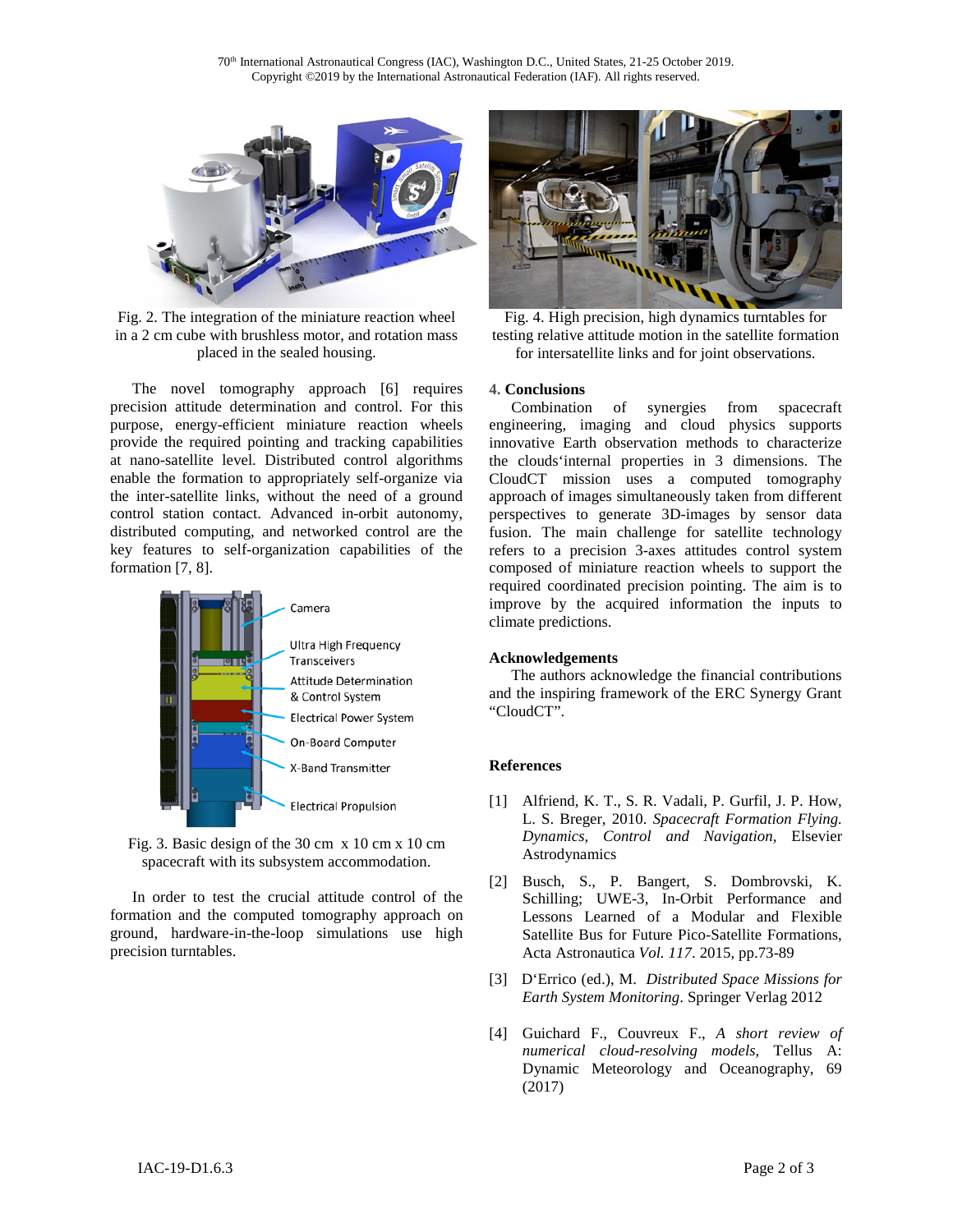Fig. 2. The integration of the miniature reaction wheel in a 2 cm cube with brushless motor, and rotation mass placed in the sealed housing.

The novel tomography approach [6] requires precision attitude determination and control. For this purpose, energy-efficient miniature reaction wheels provide the required pointing and tracking capabilities at nano-satellite level. Distributed control algorithms enable the formation to appropriately self-organize via the inter-satellite links, without the need of a ground control station contact. Advanced in-orbit autonomy, distributed computing, and networked control are the key features to self-organization capabilities of the formation [7, 8].

Fig. 3. Basic design of the 30 cm x 10 cm x 10 cm spacecraft with its subsystem accommodation.

In order to test the crucial attitude control of the formation and the computed tomography approach on ground, hardware-in-the-loop simulations use high precision turntables.

Fig. 4. High precision, high dynamics turntables for testing relative attitude motion in the satellite formation for intersatellite links and for joint observations.

## 4. Conclusions

Combination of synergies from spacecraft engineering, imaging and cloud physics supports innovative Earth observation methods to characterize the clouds'internal properties in 3 dimensions. The CloudCT mission uses a computed tomography approach of images simultaneously taken from different perspectives to generate 3D-images by sensor data fusion. The main challenge for satellite technology refers to a precision 3-axes attitudes control system composed of miniature reaction wheels to support the required coordinated precision pointing. The aim is to improve by the acquired information the inputs to climate predictions.

## Acknowledgements

The authors acknowledge the financial contributions and the inspiring framework of the ERC Synergy Grant "CloudCT".

## References

[1] Alfriend, K. T., S. R. Vadali, P. Gurfil, J. P. How, L. S. Breger, 2010. *Spacecraft Formation Flying. Dynamics, Control and Navigation*, Elsevier Astrodynamics

[2] Busch, S., P. Bangert, S. Dombrovski, K. Schilling; UWE-3, In-Orbit Performance and Lessons Learned of a Modular and Flexible Satellite Bus for Future Pico-Satellite Formations, Acta Astronautica *Vol. 117*. 2015, pp.73-89

[3] D'Errico (ed.), M. *Distributed Space Missions for Earth System Monitoring*. Springer Verlag 2012

[4] Guichard F., Couvreux F., *A short review of numerical cloud-resolving models*, Tellus A: Dynamic Meteorology and Oceanography, 69 (2017)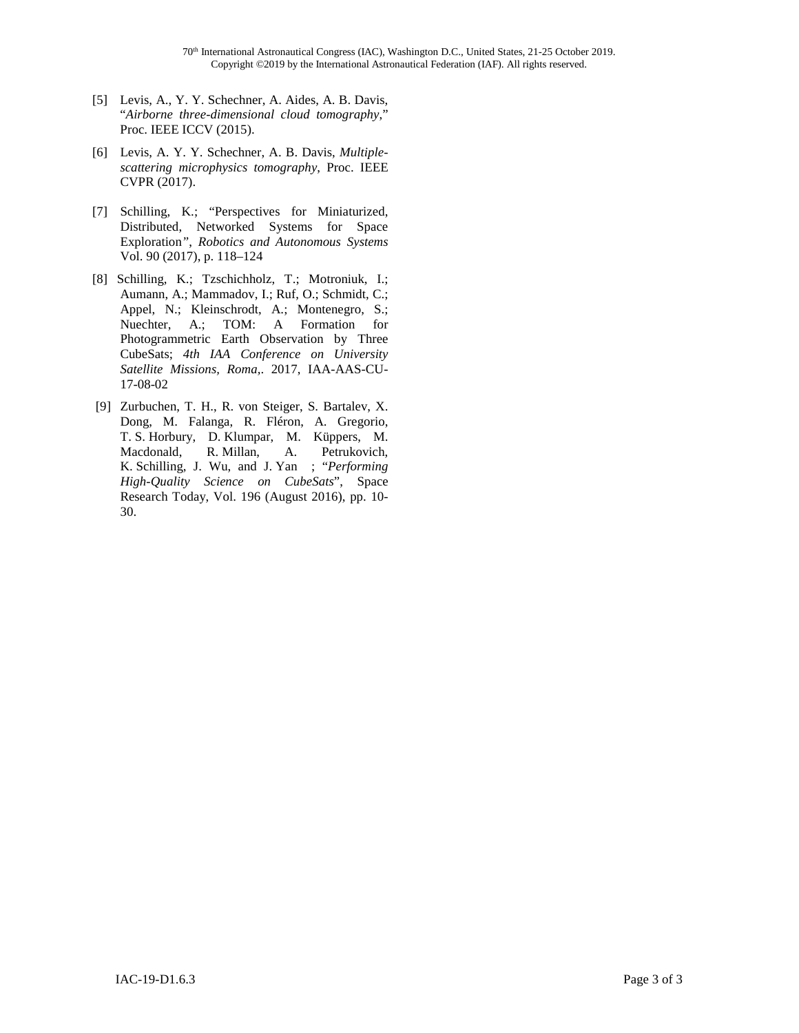[5] Levis, A., Y. Y. Schechner, A. Aides, A. B. Davis, "*Airborne three-dimensional cloud tomography*," Proc. IEEE ICCV (2015).

[6] Levis, A. Y. Y. Schechner, A. B. Davis, *Multiple-scattering microphysics tomography*, Proc. IEEE CVPR (2017).

[7] Schilling, K.; "Perspectives for Miniaturized, Distributed, Networked Systems for Space Exploration", *Robotics and Autonomous Systems* Vol. 90 (2017), p. 118–124

[8] Schilling, K.; Tzschichholz, T.; Motroniuk, I.; Aumann, A.; Mammadov, I.; Ruf, O.; Schmidt, C.; Appel, N.; Kleinschrodt, A.; Montenegro, S.; Nuechter, A.; TOM: A Formation for Photogrammetric Earth Observation by Three CubeSats; *4th IAA Conference on University Satellite Missions, Roma,*. 2017, IAA-AAS-CU-17-08-02

[9] Zurbuchen, T. H., R. von Steiger, S. Bartalev, X. Dong, M. Falanga, R. Fléron, A. Gregorio, T. S. Horbury, D. Klumpar, M. Küppers, M. Macdonald, R. Millan, A. Petrukovich, K. Schilling, J. Wu, and J. Yan ; "*Performing High-Quality Science on CubeSats*", Space Research Today, Vol. 196 (August 2016), pp. 10-30.